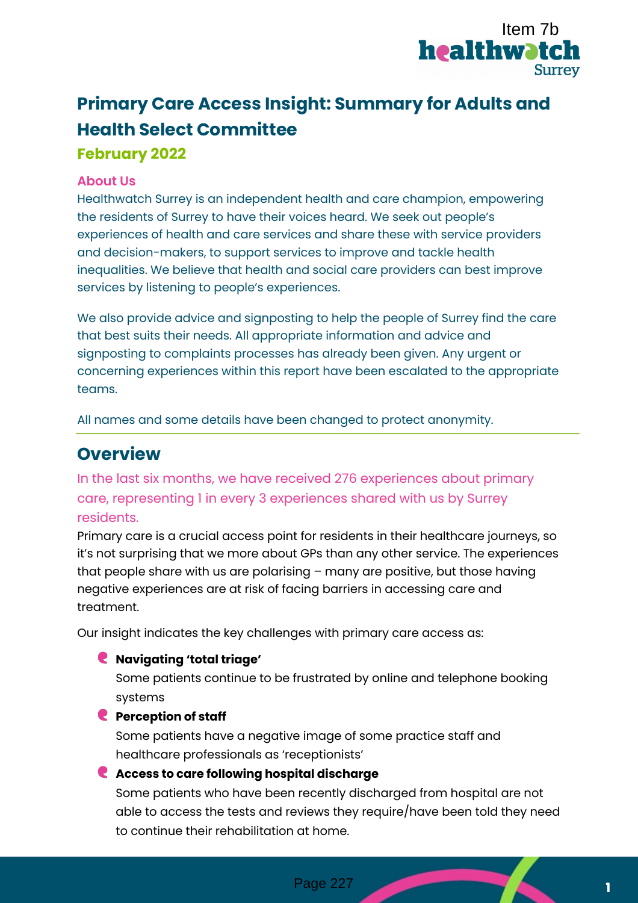Item 7b

# Primary Care Access Insight: Summary for Adults and Health Select Committee

### February 2022

**About Us**

Healthwatch Surrey is an independent health and care champion, empowering the residents of Surrey to have their voices heard. We seek out people's experiences of health and care services and share these with service providers and decision-makers, to support services to improve and tackle health inequalities. We believe that health and social care providers can best improve services by listening to people's experiences.

We also provide advice and signposting to help the people of Surrey find the care that best suits their needs. All appropriate information and advice and signposting to complaints processes has already been given. Any urgent or concerning experiences within this report have been escalated to the appropriate teams.

All names and some details have been changed to protect anonymity.

## Overview

In the last six months, we have received 276 experiences about primary care, representing 1 in every 3 experiences shared with us by Surrey residents.

Primary care is a crucial access point for residents in their healthcare journeys, so it's not surprising that we more about GPs than any other service. The experiences that people share with us are polarising – many are positive, but those having negative experiences are at risk of facing barriers in accessing care and treatment.

Our insight indicates the key challenges with primary care access as:

- **Navigating 'total triage'**
  Some patients continue to be frustrated by online and telephone booking systems
- **Perception of staff**
  Some patients have a negative image of some practice staff and healthcare professionals as 'receptionists'
- **Access to care following hospital discharge**
  Some patients who have been recently discharged from hospital are not able to access the tests and reviews they require/have been told they need to continue their rehabilitation at home.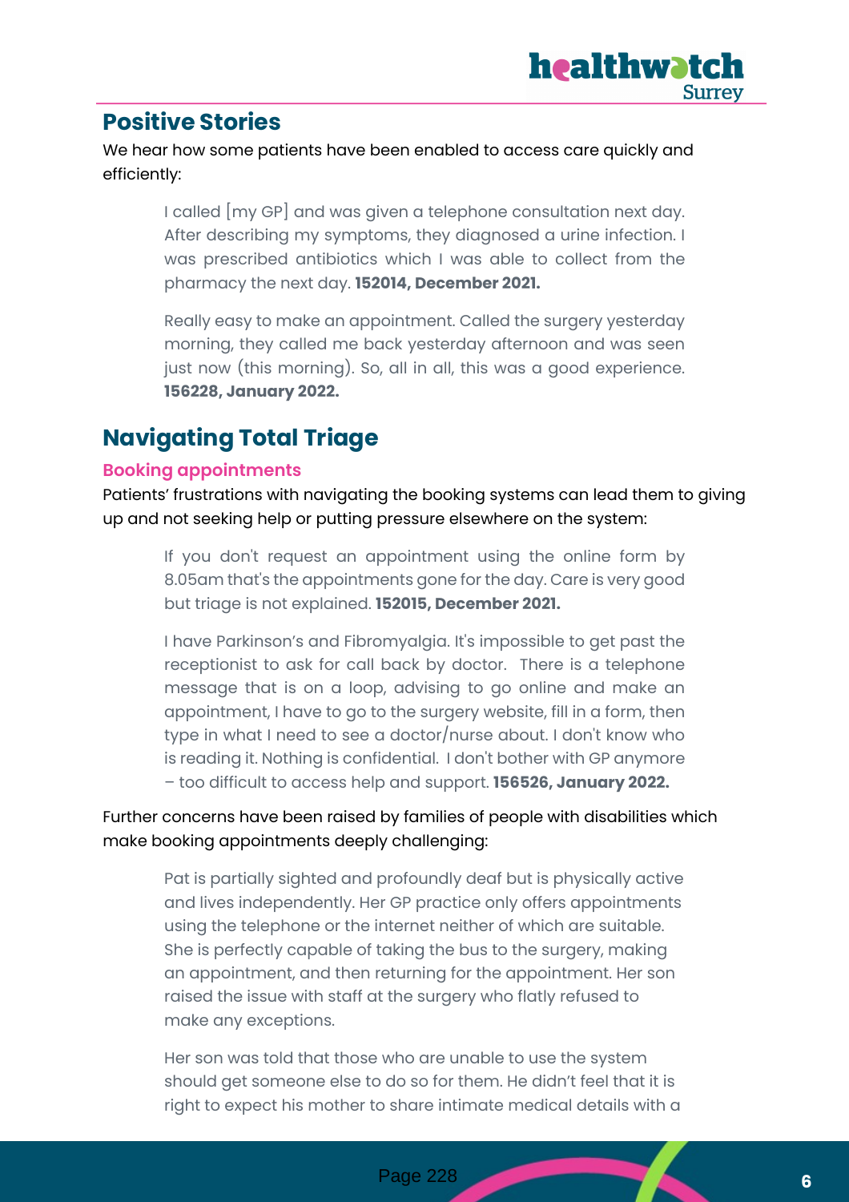## Positive Stories

We hear how some patients have been enabled to access care quickly and efficiently:

> I called [my GP] and was given a telephone consultation next day. After describing my symptoms, they diagnosed a urine infection. I was prescribed antibiotics which I was able to collect from the pharmacy the next day. **152014, December 2021.**

> Really easy to make an appointment. Called the surgery yesterday morning, they called me back yesterday afternoon and was seen just now (this morning). So, all in all, this was a good experience. **156228, January 2022.**

## Navigating Total Triage

### Booking appointments

Patients' frustrations with navigating the booking systems can lead them to giving up and not seeking help or putting pressure elsewhere on the system:

> If you don't request an appointment using the online form by 8.05am that's the appointments gone for the day. Care is very good but triage is not explained. **152015, December 2021.**

> I have Parkinson's and Fibromyalgia. It's impossible to get past the receptionist to ask for call back by doctor. There is a telephone message that is on a loop, advising to go online and make an appointment, I have to go to the surgery website, fill in a form, then type in what I need to see a doctor/nurse about. I don't know who is reading it. Nothing is confidential. I don't bother with GP anymore – too difficult to access help and support. **156526, January 2022.**

Further concerns have been raised by families of people with disabilities which make booking appointments deeply challenging:

> Pat is partially sighted and profoundly deaf but is physically active and lives independently. Her GP practice only offers appointments using the telephone or the internet neither of which are suitable. She is perfectly capable of taking the bus to the surgery, making an appointment, and then returning for the appointment. Her son raised the issue with staff at the surgery who flatly refused to make any exceptions.

> Her son was told that those who are unable to use the system should get someone else to do so for them. He didn't feel that it is right to expect his mother to share intimate medical details with a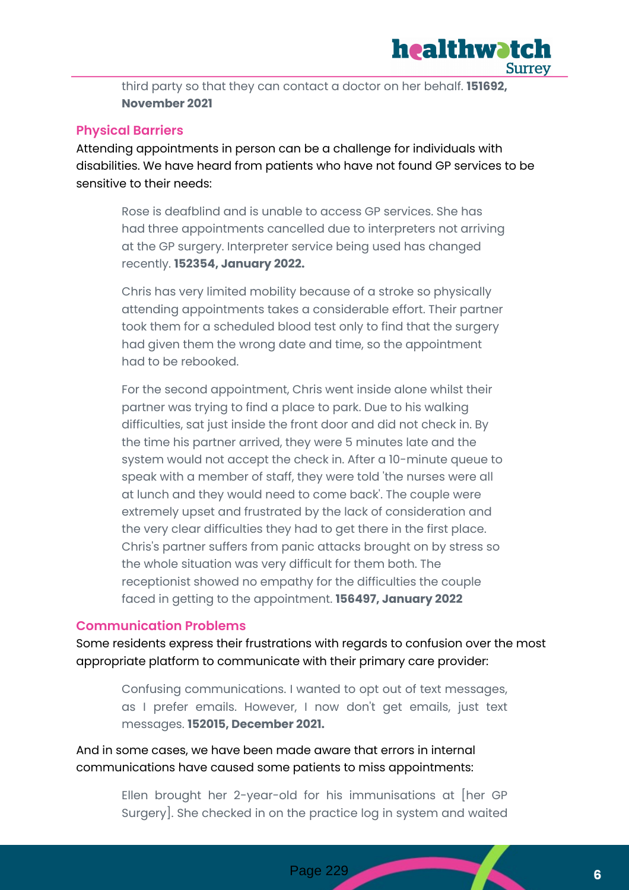> third party so that they can contact a doctor on her behalf. **151692, November 2021**

## Physical Barriers

Attending appointments in person can be a challenge for individuals with disabilities. We have heard from patients who have not found GP services to be sensitive to their needs:

> Rose is deafblind and is unable to access GP services. She has had three appointments cancelled due to interpreters not arriving at the GP surgery. Interpreter service being used has changed recently. **152354, January 2022.**

> Chris has very limited mobility because of a stroke so physically attending appointments takes a considerable effort. Their partner took them for a scheduled blood test only to find that the surgery had given them the wrong date and time, so the appointment had to be rebooked.
>
> For the second appointment, Chris went inside alone whilst their partner was trying to find a place to park. Due to his walking difficulties, sat just inside the front door and did not check in. By the time his partner arrived, they were 5 minutes late and the system would not accept the check in. After a 10-minute queue to speak with a member of staff, they were told 'the nurses were all at lunch and they would need to come back'. The couple were extremely upset and frustrated by the lack of consideration and the very clear difficulties they had to get there in the first place. Chris's partner suffers from panic attacks brought on by stress so the whole situation was very difficult for them both. The receptionist showed no empathy for the difficulties the couple faced in getting to the appointment. **156497, January 2022**

## Communication Problems

Some residents express their frustrations with regards to confusion over the most appropriate platform to communicate with their primary care provider:

> Confusing communications. I wanted to opt out of text messages, as I prefer emails. However, I now don't get emails, just text messages. **152015, December 2021.**

And in some cases, we have been made aware that errors in internal communications have caused some patients to miss appointments:

> Ellen brought her 2-year-old for his immunisations at [her GP Surgery]. She checked in on the practice log in system and waited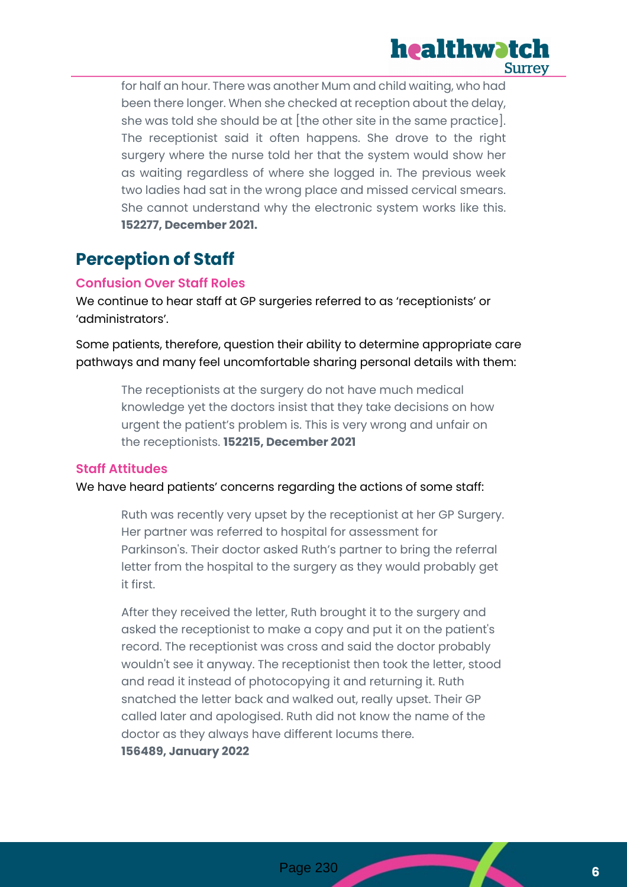for half an hour. There was another Mum and child waiting, who had been there longer. When she checked at reception about the delay, she was told she should be at [the other site in the same practice]. The receptionist said it often happens. She drove to the right surgery where the nurse told her that the system would show her as waiting regardless of where she logged in. The previous week two ladies had sat in the wrong place and missed cervical smears. She cannot understand why the electronic system works like this. **152277, December 2021.**

## Perception of Staff

### Confusion Over Staff Roles

We continue to hear staff at GP surgeries referred to as 'receptionists' or 'administrators'.

Some patients, therefore, question their ability to determine appropriate care pathways and many feel uncomfortable sharing personal details with them:

> The receptionists at the surgery do not have much medical knowledge yet the doctors insist that they take decisions on how urgent the patient's problem is. This is very wrong and unfair on the receptionists. **152215, December 2021**

### Staff Attitudes

We have heard patients' concerns regarding the actions of some staff:

> Ruth was recently very upset by the receptionist at her GP Surgery. Her partner was referred to hospital for assessment for Parkinson's. Their doctor asked Ruth's partner to bring the referral letter from the hospital to the surgery as they would probably get it first.
>
> After they received the letter, Ruth brought it to the surgery and asked the receptionist to make a copy and put it on the patient's record. The receptionist was cross and said the doctor probably wouldn't see it anyway. The receptionist then took the letter, stood and read it instead of photocopying it and returning it. Ruth snatched the letter back and walked out, really upset. Their GP called later and apologised. Ruth did not know the name of the doctor as they always have different locums there.
> **156489, January 2022**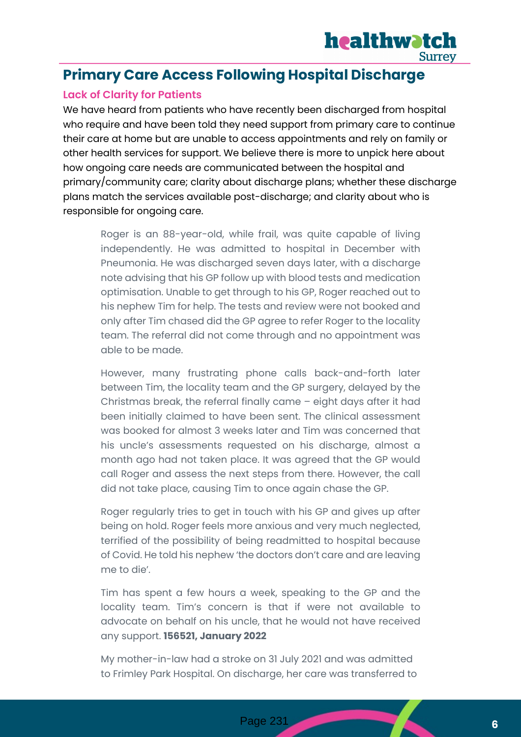## Primary Care Access Following Hospital Discharge

### Lack of Clarity for Patients

We have heard from patients who have recently been discharged from hospital who require and have been told they need support from primary care to continue their care at home but are unable to access appointments and rely on family or other health services for support. We believe there is more to unpick here about how ongoing care needs are communicated between the hospital and primary/community care; clarity about discharge plans; whether these discharge plans match the services available post-discharge; and clarity about who is responsible for ongoing care.

> Roger is an 88-year-old, while frail, was quite capable of living independently. He was admitted to hospital in December with Pneumonia. He was discharged seven days later, with a discharge note advising that his GP follow up with blood tests and medication optimisation. Unable to get through to his GP, Roger reached out to his nephew Tim for help. The tests and review were not booked and only after Tim chased did the GP agree to refer Roger to the locality team. The referral did not come through and no appointment was able to be made.
>
> However, many frustrating phone calls back-and-forth later between Tim, the locality team and the GP surgery, delayed by the Christmas break, the referral finally came – eight days after it had been initially claimed to have been sent. The clinical assessment was booked for almost 3 weeks later and Tim was concerned that his uncle's assessments requested on his discharge, almost a month ago had not taken place. It was agreed that the GP would call Roger and assess the next steps from there. However, the call did not take place, causing Tim to once again chase the GP.
>
> Roger regularly tries to get in touch with his GP and gives up after being on hold. Roger feels more anxious and very much neglected, terrified of the possibility of being readmitted to hospital because of Covid. He told his nephew 'the doctors don't care and are leaving me to die'.
>
> Tim has spent a few hours a week, speaking to the GP and the locality team. Tim's concern is that if were not available to advocate on behalf on his uncle, that he would not have received any support. **156521, January 2022**
>
> My mother-in-law had a stroke on 31 July 2021 and was admitted to Frimley Park Hospital. On discharge, her care was transferred to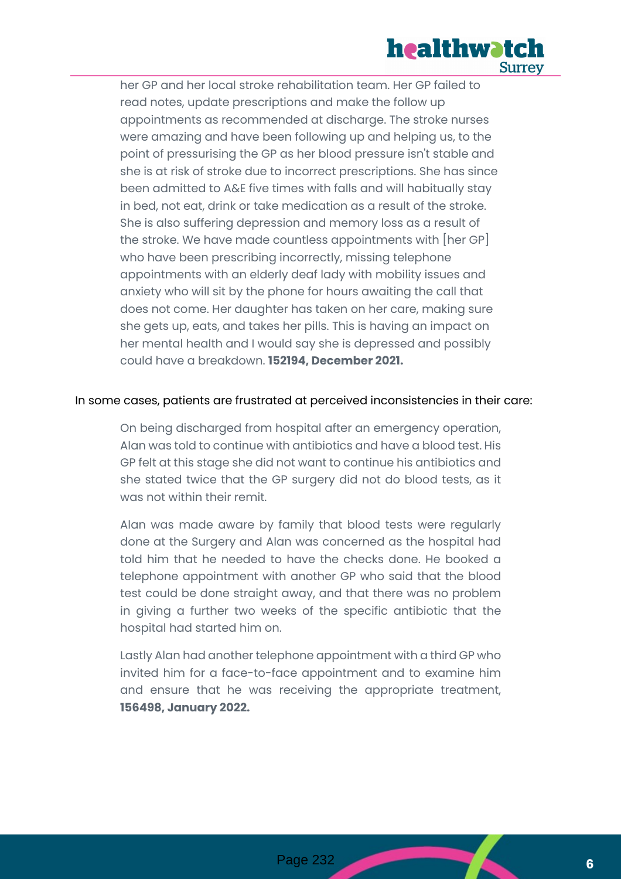> her GP and her local stroke rehabilitation team. Her GP failed to read notes, update prescriptions and make the follow up appointments as recommended at discharge. The stroke nurses were amazing and have been following up and helping us, to the point of pressurising the GP as her blood pressure isn't stable and she is at risk of stroke due to incorrect prescriptions. She has since been admitted to A&E five times with falls and will habitually stay in bed, not eat, drink or take medication as a result of the stroke. She is also suffering depression and memory loss as a result of the stroke. We have made countless appointments with [her GP] who have been prescribing incorrectly, missing telephone appointments with an elderly deaf lady with mobility issues and anxiety who will sit by the phone for hours awaiting the call that does not come. Her daughter has taken on her care, making sure she gets up, eats, and takes her pills. This is having an impact on her mental health and I would say she is depressed and possibly could have a breakdown. **152194, December 2021.**

In some cases, patients are frustrated at perceived inconsistencies in their care:

> On being discharged from hospital after an emergency operation, Alan was told to continue with antibiotics and have a blood test. His GP felt at this stage she did not want to continue his antibiotics and she stated twice that the GP surgery did not do blood tests, as it was not within their remit.
>
> Alan was made aware by family that blood tests were regularly done at the Surgery and Alan was concerned as the hospital had told him that he needed to have the checks done. He booked a telephone appointment with another GP who said that the blood test could be done straight away, and that there was no problem in giving a further two weeks of the specific antibiotic that the hospital had started him on.
>
> Lastly Alan had another telephone appointment with a third GP who invited him for a face-to-face appointment and to examine him and ensure that he was receiving the appropriate treatment, **156498, January 2022.**